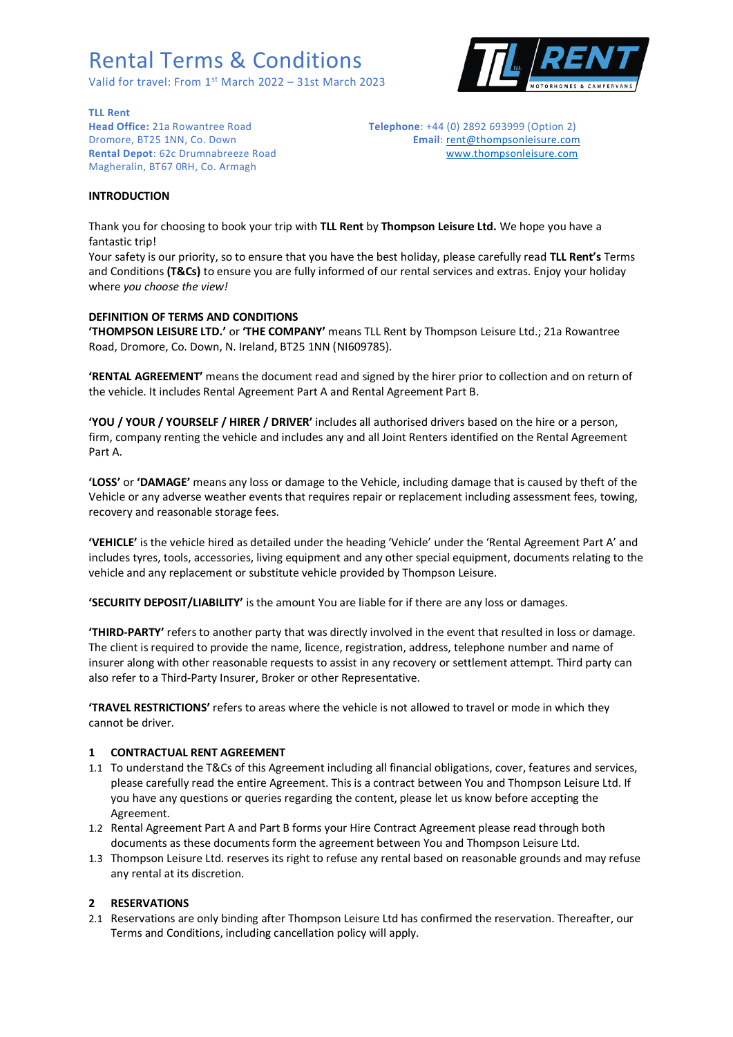# Rental Terms & Conditions

Valid for travel: From 1st March 2022 – 31st March 2023

**TLL Rent**
**Head Office:** 21a Rowantree Road
Dromore, BT25 1NN, Co. Down
**Rental Depot**: 62c Drumnabreeze Road
Magheralin, BT67 0RH, Co. Armagh

**Telephone**: +44 (0) 2892 693999 (Option 2)
**Email**: rent@thompsonleisure.com
www.thompsonleisure.com

## INTRODUCTION

Thank you for choosing to book your trip with **TLL Rent** by **Thompson Leisure Ltd.** We hope you have a fantastic trip!
Your safety is our priority, so to ensure that you have the best holiday, please carefully read **TLL Rent's** Terms and Conditions **(T&Cs)** to ensure you are fully informed of our rental services and extras. Enjoy your holiday where *you choose the view!*

## DEFINITION OF TERMS AND CONDITIONS

**'THOMPSON LEISURE LTD.'** or **'THE COMPANY'** means TLL Rent by Thompson Leisure Ltd.; 21a Rowantree Road, Dromore, Co. Down, N. Ireland, BT25 1NN (NI609785).

**'RENTAL AGREEMENT'** means the document read and signed by the hirer prior to collection and on return of the vehicle. It includes Rental Agreement Part A and Rental Agreement Part B.

**'YOU / YOUR / YOURSELF / HIRER / DRIVER'** includes all authorised drivers based on the hire or a person, firm, company renting the vehicle and includes any and all Joint Renters identified on the Rental Agreement Part A.

**'LOSS'** or **'DAMAGE'** means any loss or damage to the Vehicle, including damage that is caused by theft of the Vehicle or any adverse weather events that requires repair or replacement including assessment fees, towing, recovery and reasonable storage fees.

**'VEHICLE'** is the vehicle hired as detailed under the heading 'Vehicle' under the 'Rental Agreement Part A' and includes tyres, tools, accessories, living equipment and any other special equipment, documents relating to the vehicle and any replacement or substitute vehicle provided by Thompson Leisure.

**'SECURITY DEPOSIT/LIABILITY'** is the amount You are liable for if there are any loss or damages.

**'THIRD-PARTY'** refers to another party that was directly involved in the event that resulted in loss or damage. The client is required to provide the name, licence, registration, address, telephone number and name of insurer along with other reasonable requests to assist in any recovery or settlement attempt. Third party can also refer to a Third-Party Insurer, Broker or other Representative.

**'TRAVEL RESTRICTIONS'** refers to areas where the vehicle is not allowed to travel or mode in which they cannot be driver.

## 1 CONTRACTUAL RENT AGREEMENT

1.1 To understand the T&Cs of this Agreement including all financial obligations, cover, features and services, please carefully read the entire Agreement. This is a contract between You and Thompson Leisure Ltd. If you have any questions or queries regarding the content, please let us know before accepting the Agreement.

1.2 Rental Agreement Part A and Part B forms your Hire Contract Agreement please read through both documents as these documents form the agreement between You and Thompson Leisure Ltd.

1.3 Thompson Leisure Ltd. reserves its right to refuse any rental based on reasonable grounds and may refuse any rental at its discretion.

## 2 RESERVATIONS

2.1 Reservations are only binding after Thompson Leisure Ltd has confirmed the reservation. Thereafter, our Terms and Conditions, including cancellation policy will apply.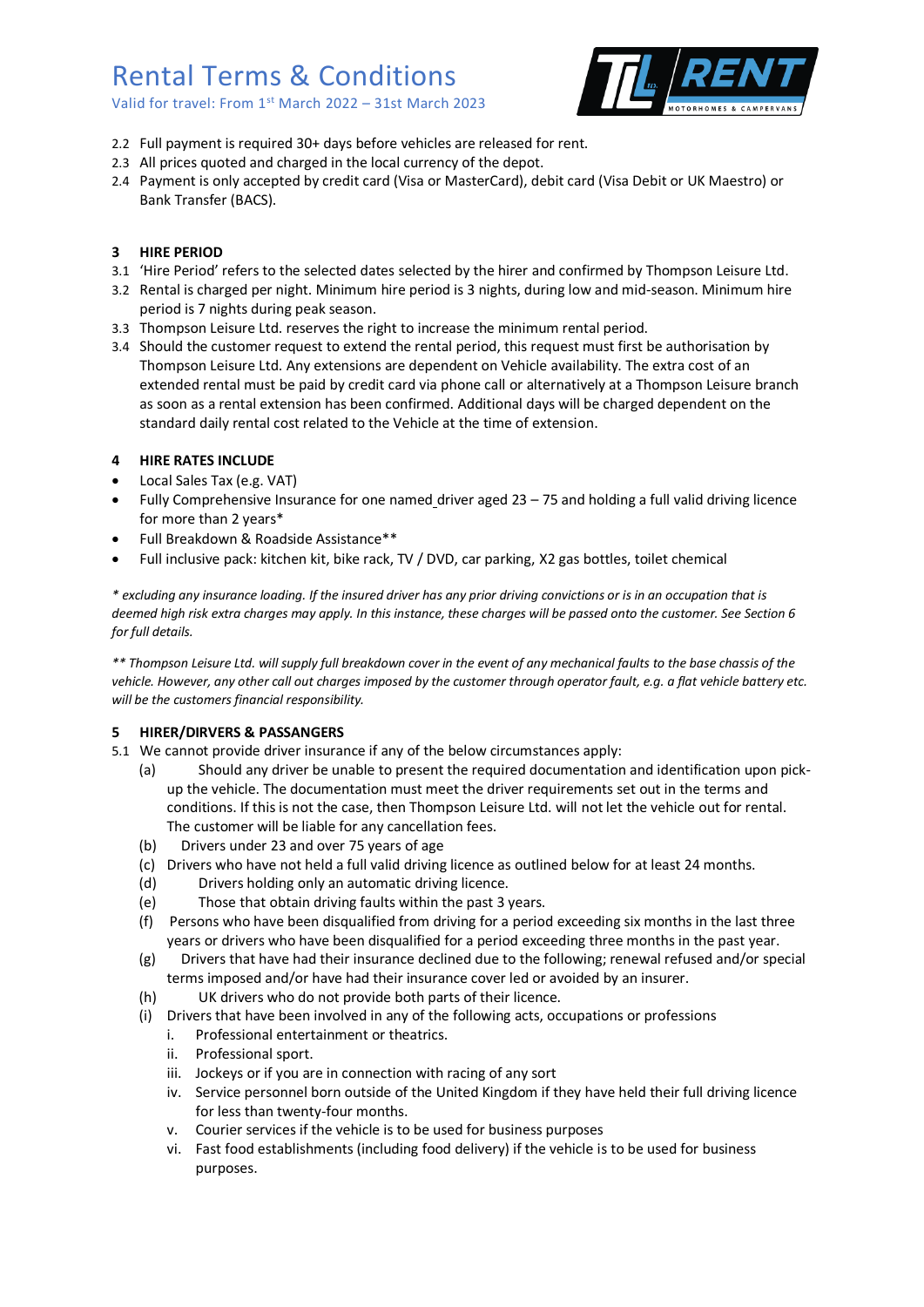2.2 Full payment is required 30+ days before vehicles are released for rent.
2.3 All prices quoted and charged in the local currency of the depot.
2.4 Payment is only accepted by credit card (Visa or MasterCard), debit card (Visa Debit or UK Maestro) or Bank Transfer (BACS).

## 3 HIRE PERIOD

3.1 'Hire Period' refers to the selected dates selected by the hirer and confirmed by Thompson Leisure Ltd.
3.2 Rental is charged per night. Minimum hire period is 3 nights, during low and mid-season. Minimum hire period is 7 nights during peak season.
3.3 Thompson Leisure Ltd. reserves the right to increase the minimum rental period.
3.4 Should the customer request to extend the rental period, this request must first be authorisation by Thompson Leisure Ltd. Any extensions are dependent on Vehicle availability. The extra cost of an extended rental must be paid by credit card via phone call or alternatively at a Thompson Leisure branch as soon as a rental extension has been confirmed. Additional days will be charged dependent on the standard daily rental cost related to the Vehicle at the time of extension.

## 4 HIRE RATES INCLUDE

- Local Sales Tax (e.g. VAT)
- Fully Comprehensive Insurance for one named driver aged 23 – 75 and holding a full valid driving licence for more than 2 years*
- Full Breakdown & Roadside Assistance**
- Full inclusive pack: kitchen kit, bike rack, TV / DVD, car parking, X2 gas bottles, toilet chemical

*\* excluding any insurance loading. If the insured driver has any prior driving convictions or is in an occupation that is deemed high risk extra charges may apply. In this instance, these charges will be passed onto the customer. See Section 6 for full details.*

*\*\* Thompson Leisure Ltd. will supply full breakdown cover in the event of any mechanical faults to the base chassis of the vehicle. However, any other call out charges imposed by the customer through operator fault, e.g. a flat vehicle battery etc. will be the customers financial responsibility.*

## 5 HIRER/DIRVERS & PASSANGERS

5.1 We cannot provide driver insurance if any of the below circumstances apply:

(a) Should any driver be unable to present the required documentation and identification upon pick-up the vehicle. The documentation must meet the driver requirements set out in the terms and conditions. If this is not the case, then Thompson Leisure Ltd. will not let the vehicle out for rental. The customer will be liable for any cancellation fees.
(b) Drivers under 23 and over 75 years of age
(c) Drivers who have not held a full valid driving licence as outlined below for at least 24 months.
(d) Drivers holding only an automatic driving licence.
(e) Those that obtain driving faults within the past 3 years.
(f) Persons who have been disqualified from driving for a period exceeding six months in the last three years or drivers who have been disqualified for a period exceeding three months in the past year.
(g) Drivers that have had their insurance declined due to the following; renewal refused and/or special terms imposed and/or have had their insurance cover led or avoided by an insurer.
(h) UK drivers who do not provide both parts of their licence.
(i) Drivers that have been involved in any of the following acts, occupations or professions
   i. Professional entertainment or theatrics.
   ii. Professional sport.
   iii. Jockeys or if you are in connection with racing of any sort
   iv. Service personnel born outside of the United Kingdom if they have held their full driving licence for less than twenty-four months.
   v. Courier services if the vehicle is to be used for business purposes
   vi. Fast food establishments (including food delivery) if the vehicle is to be used for business purposes.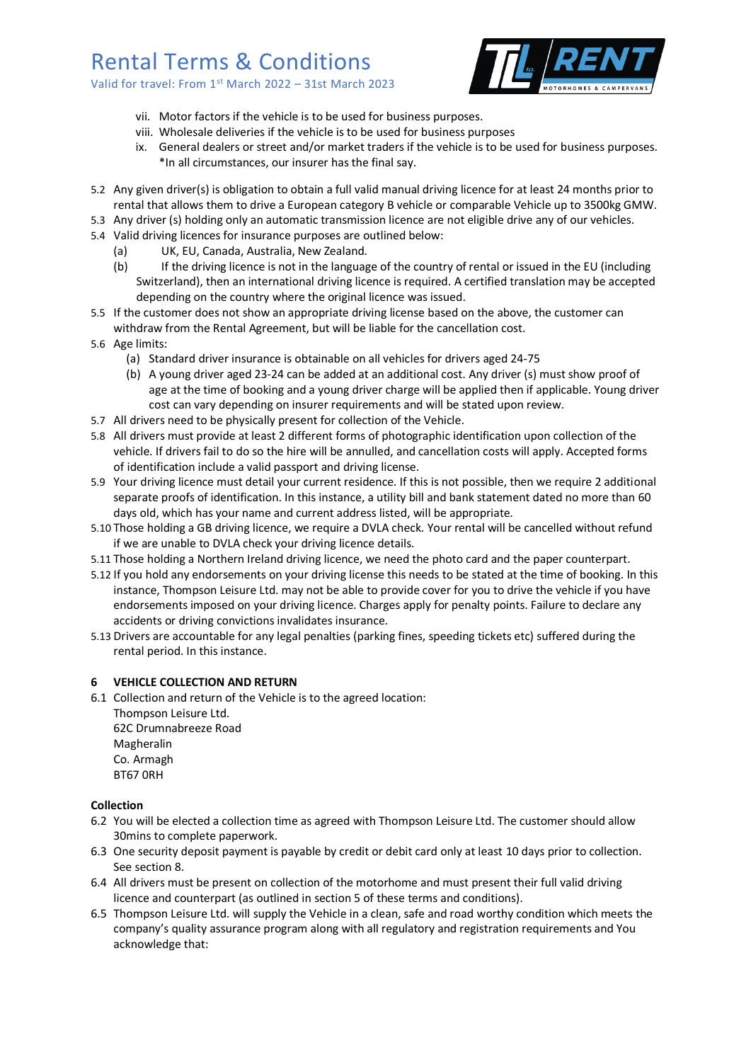vii. Motor factors if the vehicle is to be used for business purposes.
viii. Wholesale deliveries if the vehicle is to be used for business purposes
ix. General dealers or street and/or market traders if the vehicle is to be used for business purposes.
*In all circumstances, our insurer has the final say.

5.2 Any given driver(s) is obligation to obtain a full valid manual driving licence for at least 24 months prior to rental that allows them to drive a European category B vehicle or comparable Vehicle up to 3500kg GMW.
5.3 Any driver (s) holding only an automatic transmission licence are not eligible drive any of our vehicles.
5.4 Valid driving licences for insurance purposes are outlined below:
 (a) UK, EU, Canada, Australia, New Zealand.
 (b) If the driving licence is not in the language of the country of rental or issued in the EU (including Switzerland), then an international driving licence is required. A certified translation may be accepted depending on the country where the original licence was issued.
5.5 If the customer does not show an appropriate driving license based on the above, the customer can withdraw from the Rental Agreement, but will be liable for the cancellation cost.
5.6 Age limits:
 (a) Standard driver insurance is obtainable on all vehicles for drivers aged 24-75
 (b) A young driver aged 23-24 can be added at an additional cost. Any driver (s) must show proof of age at the time of booking and a young driver charge will be applied then if applicable. Young driver cost can vary depending on insurer requirements and will be stated upon review.
5.7 All drivers need to be physically present for collection of the Vehicle.
5.8 All drivers must provide at least 2 different forms of photographic identification upon collection of the vehicle. If drivers fail to do so the hire will be annulled, and cancellation costs will apply. Accepted forms of identification include a valid passport and driving license.
5.9 Your driving licence must detail your current residence. If this is not possible, then we require 2 additional separate proofs of identification. In this instance, a utility bill and bank statement dated no more than 60 days old, which has your name and current address listed, will be appropriate.
5.10 Those holding a GB driving licence, we require a DVLA check. Your rental will be cancelled without refund if we are unable to DVLA check your driving licence details.
5.11 Those holding a Northern Ireland driving licence, we need the photo card and the paper counterpart.
5.12 If you hold any endorsements on your driving license this needs to be stated at the time of booking. In this instance, Thompson Leisure Ltd. may not be able to provide cover for you to drive the vehicle if you have endorsements imposed on your driving licence. Charges apply for penalty points. Failure to declare any accidents or driving convictions invalidates insurance.
5.13 Drivers are accountable for any legal penalties (parking fines, speeding tickets etc) suffered during the rental period. In this instance.

## 6 VEHICLE COLLECTION AND RETURN

6.1 Collection and return of the Vehicle is to the agreed location:
Thompson Leisure Ltd.
62C Drumnabreeze Road
Magheralin
Co. Armagh
BT67 0RH

**Collection**

6.2 You will be elected a collection time as agreed with Thompson Leisure Ltd. The customer should allow 30mins to complete paperwork.
6.3 One security deposit payment is payable by credit or debit card only at least 10 days prior to collection. See section 8.
6.4 All drivers must be present on collection of the motorhome and must present their full valid driving licence and counterpart (as outlined in section 5 of these terms and conditions).
6.5 Thompson Leisure Ltd. will supply the Vehicle in a clean, safe and road worthy condition which meets the company's quality assurance program along with all regulatory and registration requirements and You acknowledge that: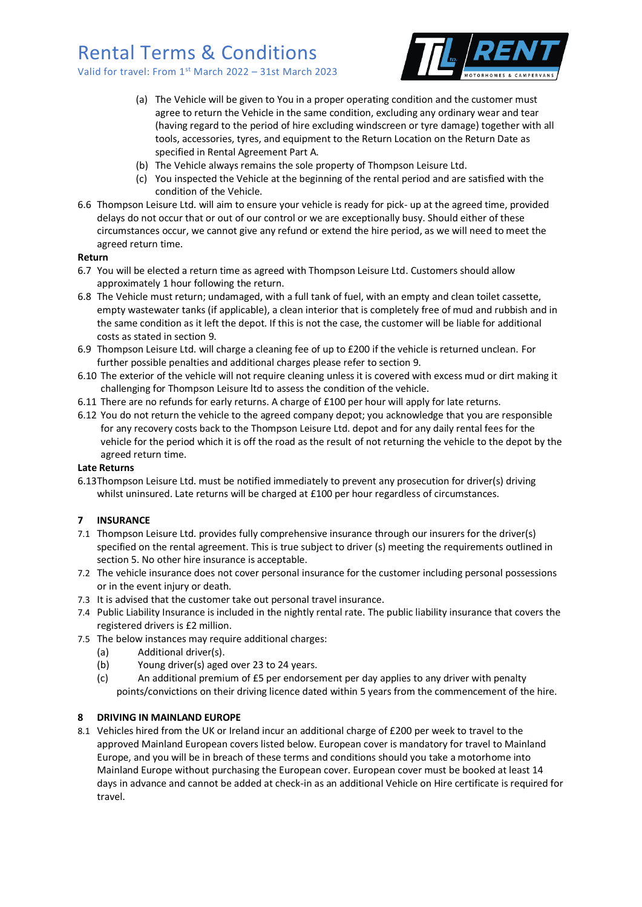(a) The Vehicle will be given to You in a proper operating condition and the customer must agree to return the Vehicle in the same condition, excluding any ordinary wear and tear (having regard to the period of hire excluding windscreen or tyre damage) together with all tools, accessories, tyres, and equipment to the Return Location on the Return Date as specified in Rental Agreement Part A.

(b) The Vehicle always remains the sole property of Thompson Leisure Ltd.

(c) You inspected the Vehicle at the beginning of the rental period and are satisfied with the condition of the Vehicle.

6.6 Thompson Leisure Ltd. will aim to ensure your vehicle is ready for pick- up at the agreed time, provided delays do not occur that or out of our control or we are exceptionally busy. Should either of these circumstances occur, we cannot give any refund or extend the hire period, as we will need to meet the agreed return time.

**Return**

6.7 You will be elected a return time as agreed with Thompson Leisure Ltd. Customers should allow approximately 1 hour following the return.

6.8 The Vehicle must return; undamaged, with a full tank of fuel, with an empty and clean toilet cassette, empty wastewater tanks (if applicable), a clean interior that is completely free of mud and rubbish and in the same condition as it left the depot. If this is not the case, the customer will be liable for additional costs as stated in section 9.

6.9 Thompson Leisure Ltd. will charge a cleaning fee of up to £200 if the vehicle is returned unclean. For further possible penalties and additional charges please refer to section 9.

6.10 The exterior of the vehicle will not require cleaning unless it is covered with excess mud or dirt making it challenging for Thompson Leisure ltd to assess the condition of the vehicle.

6.11 There are no refunds for early returns. A charge of £100 per hour will apply for late returns.

6.12 You do not return the vehicle to the agreed company depot; you acknowledge that you are responsible for any recovery costs back to the Thompson Leisure Ltd. depot and for any daily rental fees for the vehicle for the period which it is off the road as the result of not returning the vehicle to the depot by the agreed return time.

**Late Returns**

6.13Thompson Leisure Ltd. must be notified immediately to prevent any prosecution for driver(s) driving whilst uninsured. Late returns will be charged at £100 per hour regardless of circumstances.

## 7 INSURANCE

7.1 Thompson Leisure Ltd. provides fully comprehensive insurance through our insurers for the driver(s) specified on the rental agreement. This is true subject to driver (s) meeting the requirements outlined in section 5. No other hire insurance is acceptable.

7.2 The vehicle insurance does not cover personal insurance for the customer including personal possessions or in the event injury or death.

7.3 It is advised that the customer take out personal travel insurance.

7.4 Public Liability Insurance is included in the nightly rental rate. The public liability insurance that covers the registered drivers is £2 million.

7.5 The below instances may require additional charges:

(a) Additional driver(s).

(b) Young driver(s) aged over 23 to 24 years.

(c) An additional premium of £5 per endorsement per day applies to any driver with penalty points/convictions on their driving licence dated within 5 years from the commencement of the hire.

## 8 DRIVING IN MAINLAND EUROPE

8.1 Vehicles hired from the UK or Ireland incur an additional charge of £200 per week to travel to the approved Mainland European covers listed below. European cover is mandatory for travel to Mainland Europe, and you will be in breach of these terms and conditions should you take a motorhome into Mainland Europe without purchasing the European cover. European cover must be booked at least 14 days in advance and cannot be added at check-in as an additional Vehicle on Hire certificate is required for travel.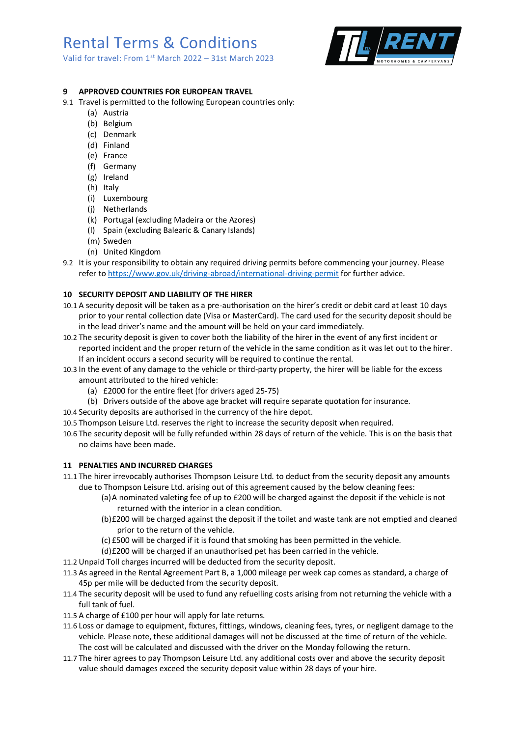## 9 APPROVED COUNTRIES FOR EUROPEAN TRAVEL

9.1 Travel is permitted to the following European countries only:

- (a) Austria
- (b) Belgium
- (c) Denmark
- (d) Finland
- (e) France
- (f) Germany
- (g) Ireland
- (h) Italy
- (i) Luxembourg
- (j) Netherlands
- (k) Portugal (excluding Madeira or the Azores)
- (l) Spain (excluding Balearic & Canary Islands)
- (m) Sweden
- (n) United Kingdom

9.2 It is your responsibility to obtain any required driving permits before commencing your journey. Please refer to https://www.gov.uk/driving-abroad/international-driving-permit for further advice.

## 10 SECURITY DEPOSIT AND LIABILITY OF THE HIRER

10.1 A security deposit will be taken as a pre-authorisation on the hirer's credit or debit card at least 10 days prior to your rental collection date (Visa or MasterCard). The card used for the security deposit should be in the lead driver's name and the amount will be held on your card immediately.

10.2 The security deposit is given to cover both the liability of the hirer in the event of any first incident or reported incident and the proper return of the vehicle in the same condition as it was let out to the hirer. If an incident occurs a second security will be required to continue the rental.

10.3 In the event of any damage to the vehicle or third-party property, the hirer will be liable for the excess amount attributed to the hired vehicle:

- (a) £2000 for the entire fleet (for drivers aged 25-75)
- (b) Drivers outside of the above age bracket will require separate quotation for insurance.

10.4 Security deposits are authorised in the currency of the hire depot.

10.5 Thompson Leisure Ltd. reserves the right to increase the security deposit when required.

10.6 The security deposit will be fully refunded within 28 days of return of the vehicle. This is on the basis that no claims have been made.

## 11 PENALTIES AND INCURRED CHARGES

11.1 The hirer irrevocably authorises Thompson Leisure Ltd. to deduct from the security deposit any amounts due to Thompson Leisure Ltd. arising out of this agreement caused by the below cleaning fees:

- (a) A nominated valeting fee of up to £200 will be charged against the deposit if the vehicle is not returned with the interior in a clean condition.
- (b) £200 will be charged against the deposit if the toilet and waste tank are not emptied and cleaned prior to the return of the vehicle.
- (c) £500 will be charged if it is found that smoking has been permitted in the vehicle.
- (d) £200 will be charged if an unauthorised pet has been carried in the vehicle.

11.2 Unpaid Toll charges incurred will be deducted from the security deposit.

11.3 As agreed in the Rental Agreement Part B, a 1,000 mileage per week cap comes as standard, a charge of 45p per mile will be deducted from the security deposit.

11.4 The security deposit will be used to fund any refuelling costs arising from not returning the vehicle with a full tank of fuel.

11.5 A charge of £100 per hour will apply for late returns.

11.6 Loss or damage to equipment, fixtures, fittings, windows, cleaning fees, tyres, or negligent damage to the vehicle. Please note, these additional damages will not be discussed at the time of return of the vehicle. The cost will be calculated and discussed with the driver on the Monday following the return.

11.7 The hirer agrees to pay Thompson Leisure Ltd. any additional costs over and above the security deposit value should damages exceed the security deposit value within 28 days of your hire.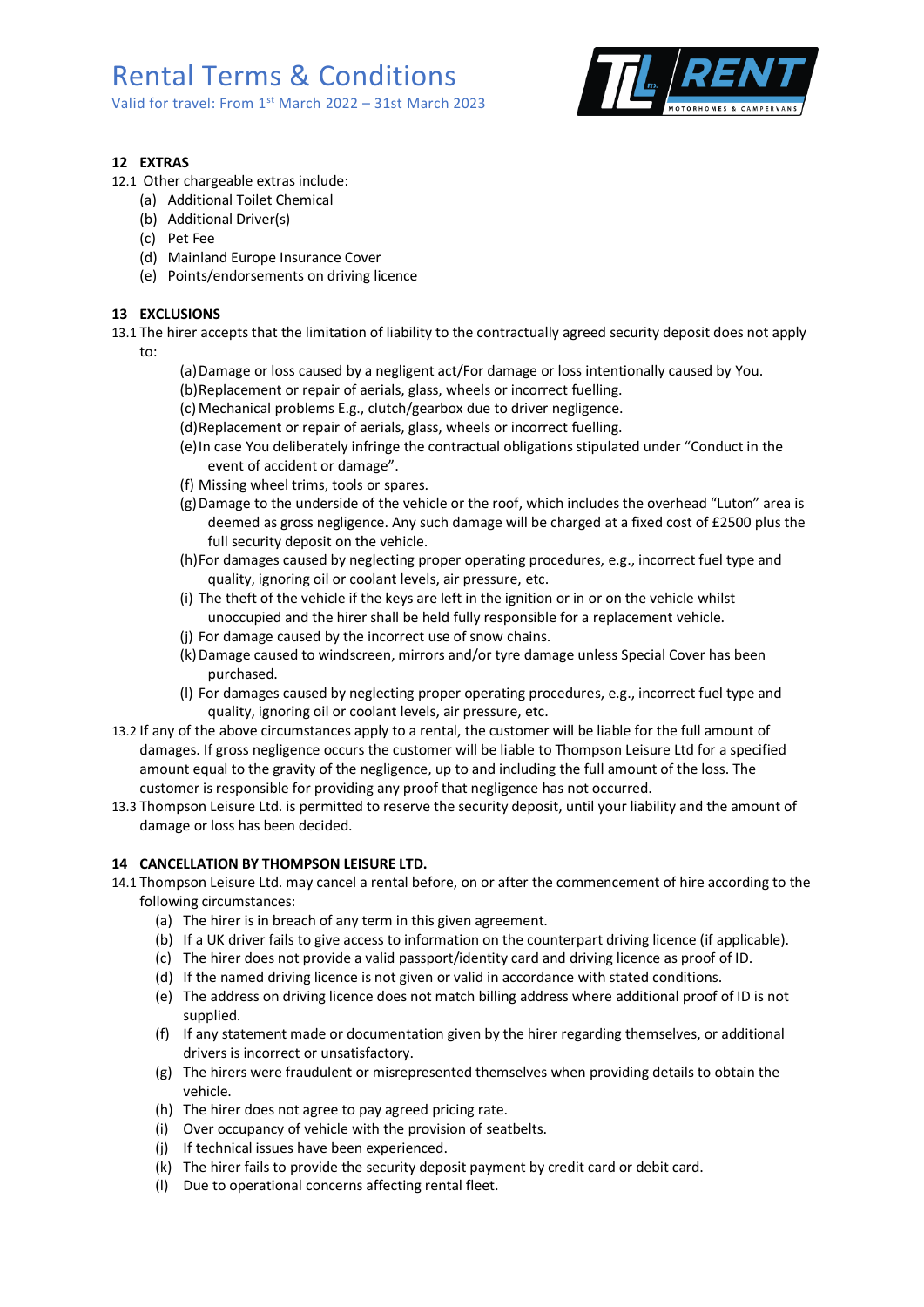## 12 EXTRAS

12.1 Other chargeable extras include:

- (a) Additional Toilet Chemical
- (b) Additional Driver(s)
- (c) Pet Fee
- (d) Mainland Europe Insurance Cover
- (e) Points/endorsements on driving licence

## 13 EXCLUSIONS

13.1 The hirer accepts that the limitation of liability to the contractually agreed security deposit does not apply to:

- (a) Damage or loss caused by a negligent act/For damage or loss intentionally caused by You.
- (b) Replacement or repair of aerials, glass, wheels or incorrect fuelling.
- (c) Mechanical problems E.g., clutch/gearbox due to driver negligence.
- (d) Replacement or repair of aerials, glass, wheels or incorrect fuelling.
- (e) In case You deliberately infringe the contractual obligations stipulated under "Conduct in the event of accident or damage".
- (f) Missing wheel trims, tools or spares.
- (g) Damage to the underside of the vehicle or the roof, which includes the overhead "Luton" area is deemed as gross negligence. Any such damage will be charged at a fixed cost of £2500 plus the full security deposit on the vehicle.
- (h) For damages caused by neglecting proper operating procedures, e.g., incorrect fuel type and quality, ignoring oil or coolant levels, air pressure, etc.
- (i) The theft of the vehicle if the keys are left in the ignition or in or on the vehicle whilst unoccupied and the hirer shall be held fully responsible for a replacement vehicle.
- (j) For damage caused by the incorrect use of snow chains.
- (k) Damage caused to windscreen, mirrors and/or tyre damage unless Special Cover has been purchased.
- (l) For damages caused by neglecting proper operating procedures, e.g., incorrect fuel type and quality, ignoring oil or coolant levels, air pressure, etc.

13.2 If any of the above circumstances apply to a rental, the customer will be liable for the full amount of damages. If gross negligence occurs the customer will be liable to Thompson Leisure Ltd for a specified amount equal to the gravity of the negligence, up to and including the full amount of the loss. The customer is responsible for providing any proof that negligence has not occurred.

13.3 Thompson Leisure Ltd. is permitted to reserve the security deposit, until your liability and the amount of damage or loss has been decided.

## 14 CANCELLATION BY THOMPSON LEISURE LTD.

14.1 Thompson Leisure Ltd. may cancel a rental before, on or after the commencement of hire according to the following circumstances:

- (a) The hirer is in breach of any term in this given agreement.
- (b) If a UK driver fails to give access to information on the counterpart driving licence (if applicable).
- (c) The hirer does not provide a valid passport/identity card and driving licence as proof of ID.
- (d) If the named driving licence is not given or valid in accordance with stated conditions.
- (e) The address on driving licence does not match billing address where additional proof of ID is not supplied.
- (f) If any statement made or documentation given by the hirer regarding themselves, or additional drivers is incorrect or unsatisfactory.
- (g) The hirers were fraudulent or misrepresented themselves when providing details to obtain the vehicle.
- (h) The hirer does not agree to pay agreed pricing rate.
- (i) Over occupancy of vehicle with the provision of seatbelts.
- (j) If technical issues have been experienced.
- (k) The hirer fails to provide the security deposit payment by credit card or debit card.
- (l) Due to operational concerns affecting rental fleet.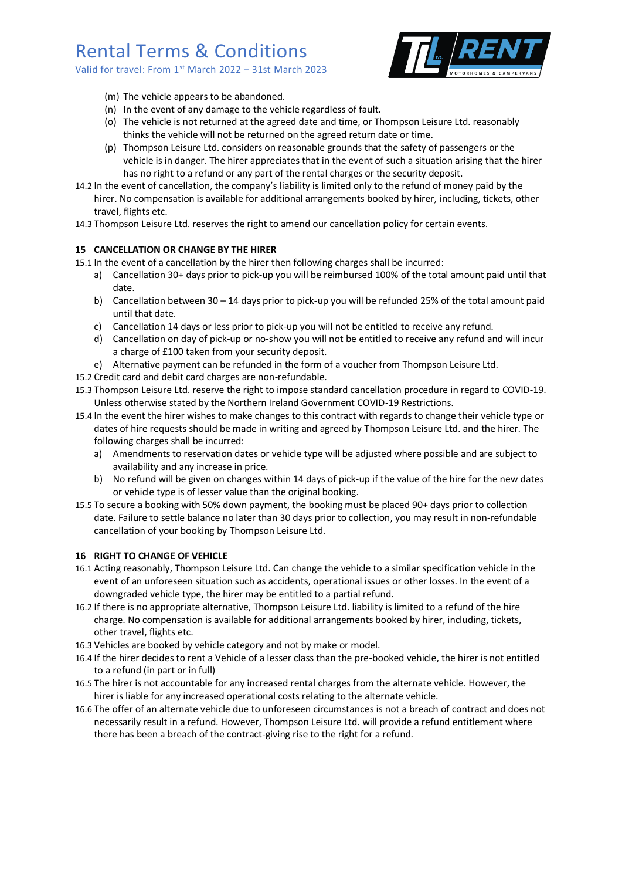(m) The vehicle appears to be abandoned.
(n) In the event of any damage to the vehicle regardless of fault.
(o) The vehicle is not returned at the agreed date and time, or Thompson Leisure Ltd. reasonably thinks the vehicle will not be returned on the agreed return date or time.
(p) Thompson Leisure Ltd. considers on reasonable grounds that the safety of passengers or the vehicle is in danger. The hirer appreciates that in the event of such a situation arising that the hirer has no right to a refund or any part of the rental charges or the security deposit.

14.2 In the event of cancellation, the company's liability is limited only to the refund of money paid by the hirer. No compensation is available for additional arrangements booked by hirer, including, tickets, other travel, flights etc.

14.3 Thompson Leisure Ltd. reserves the right to amend our cancellation policy for certain events.

## 15 CANCELLATION OR CHANGE BY THE HIRER

15.1 In the event of a cancellation by the hirer then following charges shall be incurred:

a) Cancellation 30+ days prior to pick-up you will be reimbursed 100% of the total amount paid until that date.
b) Cancellation between 30 – 14 days prior to pick-up you will be refunded 25% of the total amount paid until that date.
c) Cancellation 14 days or less prior to pick-up you will not be entitled to receive any refund.
d) Cancellation on day of pick-up or no-show you will not be entitled to receive any refund and will incur a charge of £100 taken from your security deposit.
e) Alternative payment can be refunded in the form of a voucher from Thompson Leisure Ltd.

15.2 Credit card and debit card charges are non-refundable.

15.3 Thompson Leisure Ltd. reserve the right to impose standard cancellation procedure in regard to COVID-19. Unless otherwise stated by the Northern Ireland Government COVID-19 Restrictions.

15.4 In the event the hirer wishes to make changes to this contract with regards to change their vehicle type or dates of hire requests should be made in writing and agreed by Thompson Leisure Ltd. and the hirer. The following charges shall be incurred:

a) Amendments to reservation dates or vehicle type will be adjusted where possible and are subject to availability and any increase in price.
b) No refund will be given on changes within 14 days of pick-up if the value of the hire for the new dates or vehicle type is of lesser value than the original booking.

15.5 To secure a booking with 50% down payment, the booking must be placed 90+ days prior to collection date. Failure to settle balance no later than 30 days prior to collection, you may result in non-refundable cancellation of your booking by Thompson Leisure Ltd.

## 16 RIGHT TO CHANGE OF VEHICLE

16.1 Acting reasonably, Thompson Leisure Ltd. Can change the vehicle to a similar specification vehicle in the event of an unforeseen situation such as accidents, operational issues or other losses. In the event of a downgraded vehicle type, the hirer may be entitled to a partial refund.

16.2 If there is no appropriate alternative, Thompson Leisure Ltd. liability is limited to a refund of the hire charge. No compensation is available for additional arrangements booked by hirer, including, tickets, other travel, flights etc.

16.3 Vehicles are booked by vehicle category and not by make or model.

16.4 If the hirer decides to rent a Vehicle of a lesser class than the pre-booked vehicle, the hirer is not entitled to a refund (in part or in full)

16.5 The hirer is not accountable for any increased rental charges from the alternate vehicle. However, the hirer is liable for any increased operational costs relating to the alternate vehicle.

16.6 The offer of an alternate vehicle due to unforeseen circumstances is not a breach of contract and does not necessarily result in a refund. However, Thompson Leisure Ltd. will provide a refund entitlement where there has been a breach of the contract-giving rise to the right for a refund.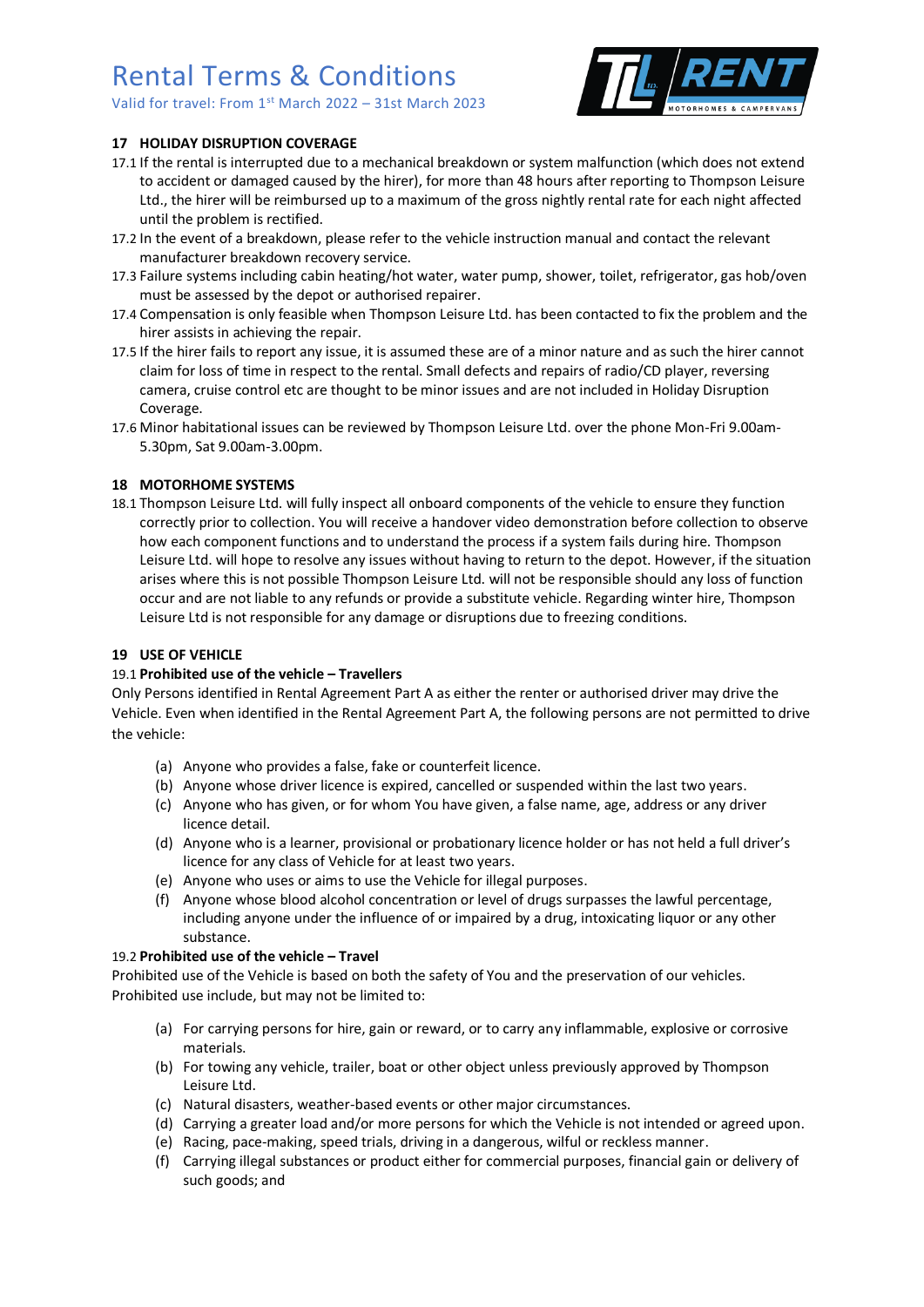### 17 HOLIDAY DISRUPTION COVERAGE

17.1 If the rental is interrupted due to a mechanical breakdown or system malfunction (which does not extend to accident or damaged caused by the hirer), for more than 48 hours after reporting to Thompson Leisure Ltd., the hirer will be reimbursed up to a maximum of the gross nightly rental rate for each night affected until the problem is rectified.

17.2 In the event of a breakdown, please refer to the vehicle instruction manual and contact the relevant manufacturer breakdown recovery service.

17.3 Failure systems including cabin heating/hot water, water pump, shower, toilet, refrigerator, gas hob/oven must be assessed by the depot or authorised repairer.

17.4 Compensation is only feasible when Thompson Leisure Ltd. has been contacted to fix the problem and the hirer assists in achieving the repair.

17.5 If the hirer fails to report any issue, it is assumed these are of a minor nature and as such the hirer cannot claim for loss of time in respect to the rental. Small defects and repairs of radio/CD player, reversing camera, cruise control etc are thought to be minor issues and are not included in Holiday Disruption Coverage.

17.6 Minor habitational issues can be reviewed by Thompson Leisure Ltd. over the phone Mon-Fri 9.00am-5.30pm, Sat 9.00am-3.00pm.

### 18 MOTORHOME SYSTEMS

18.1 Thompson Leisure Ltd. will fully inspect all onboard components of the vehicle to ensure they function correctly prior to collection. You will receive a handover video demonstration before collection to observe how each component functions and to understand the process if a system fails during hire. Thompson Leisure Ltd. will hope to resolve any issues without having to return to the depot. However, if the situation arises where this is not possible Thompson Leisure Ltd. will not be responsible should any loss of function occur and are not liable to any refunds or provide a substitute vehicle. Regarding winter hire, Thompson Leisure Ltd is not responsible for any damage or disruptions due to freezing conditions.

### 19 USE OF VEHICLE

19.1 **Prohibited use of the vehicle – Travellers**

Only Persons identified in Rental Agreement Part A as either the renter or authorised driver may drive the Vehicle. Even when identified in the Rental Agreement Part A, the following persons are not permitted to drive the vehicle:

(a) Anyone who provides a false, fake or counterfeit licence.
(b) Anyone whose driver licence is expired, cancelled or suspended within the last two years.
(c) Anyone who has given, or for whom You have given, a false name, age, address or any driver licence detail.
(d) Anyone who is a learner, provisional or probationary licence holder or has not held a full driver's licence for any class of Vehicle for at least two years.
(e) Anyone who uses or aims to use the Vehicle for illegal purposes.
(f) Anyone whose blood alcohol concentration or level of drugs surpasses the lawful percentage, including anyone under the influence of or impaired by a drug, intoxicating liquor or any other substance.

19.2 **Prohibited use of the vehicle – Travel**

Prohibited use of the Vehicle is based on both the safety of You and the preservation of our vehicles. Prohibited use include, but may not be limited to:

(a) For carrying persons for hire, gain or reward, or to carry any inflammable, explosive or corrosive materials.
(b) For towing any vehicle, trailer, boat or other object unless previously approved by Thompson Leisure Ltd.
(c) Natural disasters, weather-based events or other major circumstances.
(d) Carrying a greater load and/or more persons for which the Vehicle is not intended or agreed upon.
(e) Racing, pace-making, speed trials, driving in a dangerous, wilful or reckless manner.
(f) Carrying illegal substances or product either for commercial purposes, financial gain or delivery of such goods; and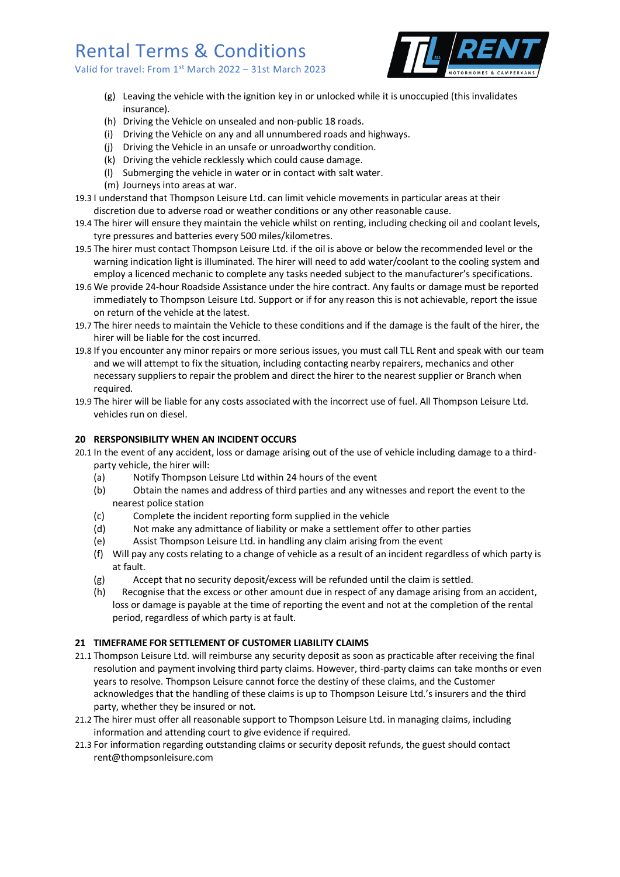(g) Leaving the vehicle with the ignition key in or unlocked while it is unoccupied (this invalidates insurance).
(h) Driving the Vehicle on unsealed and non-public 18 roads.
(i) Driving the Vehicle on any and all unnumbered roads and highways.
(j) Driving the Vehicle in an unsafe or unroadworthy condition.
(k) Driving the vehicle recklessly which could cause damage.
(l) Submerging the vehicle in water or in contact with salt water.
(m) Journeys into areas at war.

19.3 I understand that Thompson Leisure Ltd. can limit vehicle movements in particular areas at their discretion due to adverse road or weather conditions or any other reasonable cause.

19.4 The hirer will ensure they maintain the vehicle whilst on renting, including checking oil and coolant levels, tyre pressures and batteries every 500 miles/kilometres.

19.5 The hirer must contact Thompson Leisure Ltd. if the oil is above or below the recommended level or the warning indication light is illuminated. The hirer will need to add water/coolant to the cooling system and employ a licenced mechanic to complete any tasks needed subject to the manufacturer's specifications.

19.6 We provide 24-hour Roadside Assistance under the hire contract. Any faults or damage must be reported immediately to Thompson Leisure Ltd. Support or if for any reason this is not achievable, report the issue on return of the vehicle at the latest.

19.7 The hirer needs to maintain the Vehicle to these conditions and if the damage is the fault of the hirer, the hirer will be liable for the cost incurred.

19.8 If you encounter any minor repairs or more serious issues, you must call TLL Rent and speak with our team and we will attempt to fix the situation, including contacting nearby repairers, mechanics and other necessary suppliers to repair the problem and direct the hirer to the nearest supplier or Branch when required.

19.9 The hirer will be liable for any costs associated with the incorrect use of fuel. All Thompson Leisure Ltd. vehicles run on diesel.

## 20 RERSPONSIBILITY WHEN AN INCIDENT OCCURS

20.1 In the event of any accident, loss or damage arising out of the use of vehicle including damage to a third-party vehicle, the hirer will:

(a) Notify Thompson Leisure Ltd within 24 hours of the event
(b) Obtain the names and address of third parties and any witnesses and report the event to the nearest police station
(c) Complete the incident reporting form supplied in the vehicle
(d) Not make any admittance of liability or make a settlement offer to other parties
(e) Assist Thompson Leisure Ltd. in handling any claim arising from the event
(f) Will pay any costs relating to a change of vehicle as a result of an incident regardless of which party is at fault.
(g) Accept that no security deposit/excess will be refunded until the claim is settled.
(h) Recognise that the excess or other amount due in respect of any damage arising from an accident, loss or damage is payable at the time of reporting the event and not at the completion of the rental period, regardless of which party is at fault.

## 21 TIMEFRAME FOR SETTLEMENT OF CUSTOMER LIABILITY CLAIMS

21.1 Thompson Leisure Ltd. will reimburse any security deposit as soon as practicable after receiving the final resolution and payment involving third party claims. However, third-party claims can take months or even years to resolve. Thompson Leisure cannot force the destiny of these claims, and the Customer acknowledges that the handling of these claims is up to Thompson Leisure Ltd.'s insurers and the third party, whether they be insured or not.

21.2 The hirer must offer all reasonable support to Thompson Leisure Ltd. in managing claims, including information and attending court to give evidence if required.

21.3 For information regarding outstanding claims or security deposit refunds, the guest should contact rent@thompsonleisure.com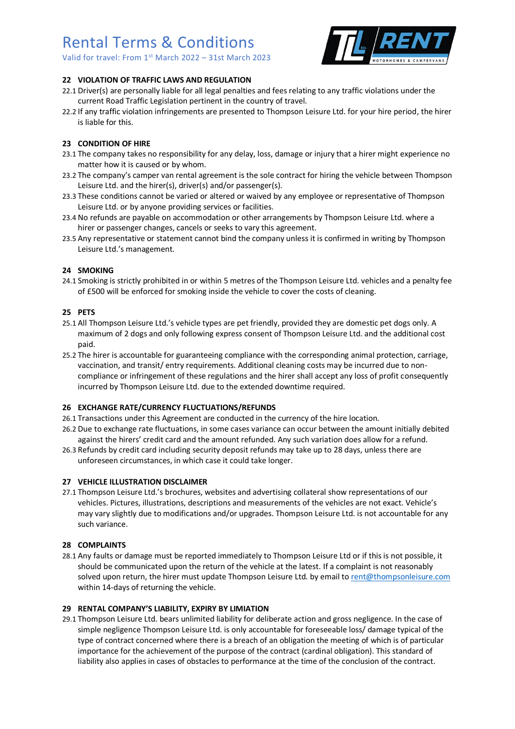# Rental Terms & Conditions

Valid for travel: From 1st March 2022 – 31st March 2023

## 22 VIOLATION OF TRAFFIC LAWS AND REGULATION

22.1 Driver(s) are personally liable for all legal penalties and fees relating to any traffic violations under the current Road Traffic Legislation pertinent in the country of travel.

22.2 If any traffic violation infringements are presented to Thompson Leisure Ltd. for your hire period, the hirer is liable for this.

## 23 CONDITION OF HIRE

23.1 The company takes no responsibility for any delay, loss, damage or injury that a hirer might experience no matter how it is caused or by whom.

23.2 The company's camper van rental agreement is the sole contract for hiring the vehicle between Thompson Leisure Ltd. and the hirer(s), driver(s) and/or passenger(s).

23.3 These conditions cannot be varied or altered or waived by any employee or representative of Thompson Leisure Ltd. or by anyone providing services or facilities.

23.4 No refunds are payable on accommodation or other arrangements by Thompson Leisure Ltd. where a hirer or passenger changes, cancels or seeks to vary this agreement.

23.5 Any representative or statement cannot bind the company unless it is confirmed in writing by Thompson Leisure Ltd.'s management.

## 24 SMOKING

24.1 Smoking is strictly prohibited in or within 5 metres of the Thompson Leisure Ltd. vehicles and a penalty fee of £500 will be enforced for smoking inside the vehicle to cover the costs of cleaning.

## 25 PETS

25.1 All Thompson Leisure Ltd.'s vehicle types are pet friendly, provided they are domestic pet dogs only. A maximum of 2 dogs and only following express consent of Thompson Leisure Ltd. and the additional cost paid.

25.2 The hirer is accountable for guaranteeing compliance with the corresponding animal protection, carriage, vaccination, and transit/ entry requirements. Additional cleaning costs may be incurred due to non-compliance or infringement of these regulations and the hirer shall accept any loss of profit consequently incurred by Thompson Leisure Ltd. due to the extended downtime required.

## 26 EXCHANGE RATE/CURRENCY FLUCTUATIONS/REFUNDS

26.1 Transactions under this Agreement are conducted in the currency of the hire location.

26.2 Due to exchange rate fluctuations, in some cases variance can occur between the amount initially debited against the hirers' credit card and the amount refunded. Any such variation does allow for a refund.

26.3 Refunds by credit card including security deposit refunds may take up to 28 days, unless there are unforeseen circumstances, in which case it could take longer.

## 27 VEHICLE ILLUSTRATION DISCLAIMER

27.1 Thompson Leisure Ltd.'s brochures, websites and advertising collateral show representations of our vehicles. Pictures, illustrations, descriptions and measurements of the vehicles are not exact. Vehicle's may vary slightly due to modifications and/or upgrades. Thompson Leisure Ltd. is not accountable for any such variance.

## 28 COMPLAINTS

28.1 Any faults or damage must be reported immediately to Thompson Leisure Ltd or if this is not possible, it should be communicated upon the return of the vehicle at the latest. If a complaint is not reasonably solved upon return, the hirer must update Thompson Leisure Ltd. by email to rent@thompsonleisure.com within 14-days of returning the vehicle.

## 29 RENTAL COMPANY'S LIABILITY, EXPIRY BY LIMIATION

29.1 Thompson Leisure Ltd. bears unlimited liability for deliberate action and gross negligence. In the case of simple negligence Thompson Leisure Ltd. is only accountable for foreseeable loss/ damage typical of the type of contract concerned where there is a breach of an obligation the meeting of which is of particular importance for the achievement of the purpose of the contract (cardinal obligation). This standard of liability also applies in cases of obstacles to performance at the time of the conclusion of the contract.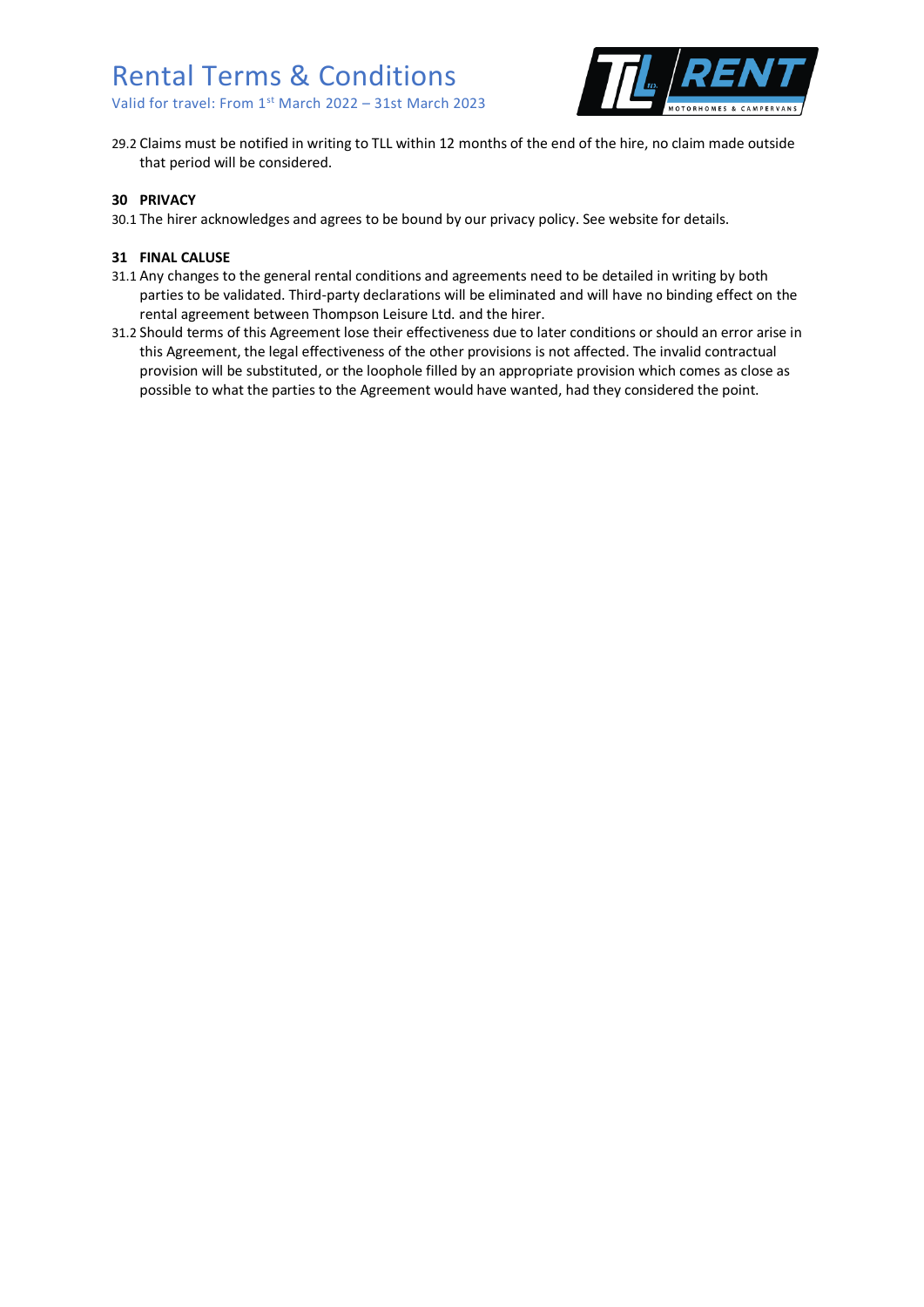29.2 Claims must be notified in writing to TLL within 12 months of the end of the hire, no claim made outside that period will be considered.

**30 PRIVACY**

30.1 The hirer acknowledges and agrees to be bound by our privacy policy. See website for details.

**31 FINAL CALUSE**

31.1 Any changes to the general rental conditions and agreements need to be detailed in writing by both parties to be validated. Third-party declarations will be eliminated and will have no binding effect on the rental agreement between Thompson Leisure Ltd. and the hirer.

31.2 Should terms of this Agreement lose their effectiveness due to later conditions or should an error arise in this Agreement, the legal effectiveness of the other provisions is not affected. The invalid contractual provision will be substituted, or the loophole filled by an appropriate provision which comes as close as possible to what the parties to the Agreement would have wanted, had they considered the point.